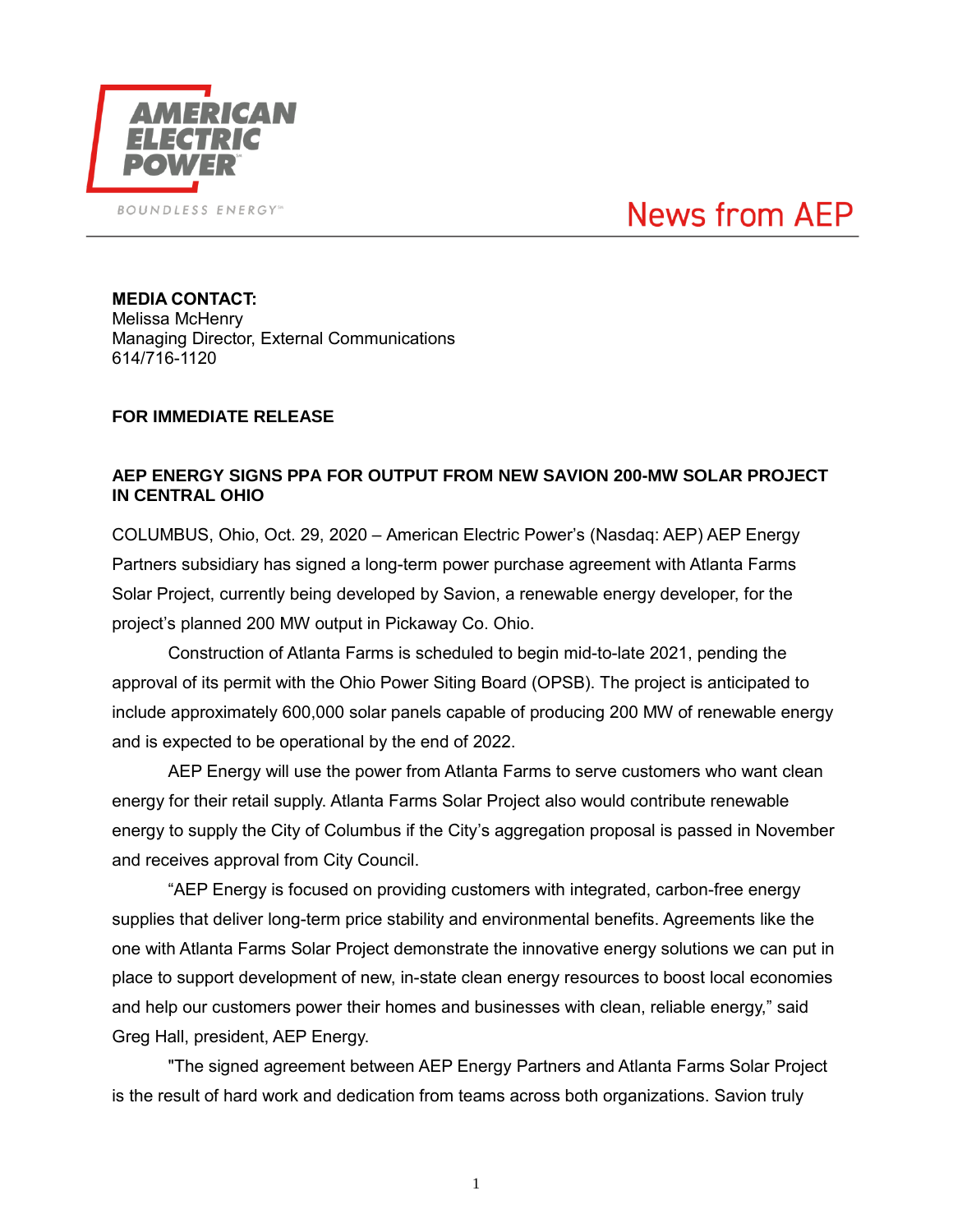AMERICAN ELECTRIC POWER

BOUNDLESS ENERGY™

News from AEP

**MEDIA CONTACT:**
Melissa McHenry
Managing Director, External Communications
614/716-1120

**FOR IMMEDIATE RELEASE**

**AEP ENERGY SIGNS PPA FOR OUTPUT FROM NEW SAVION 200-MW SOLAR PROJECT IN CENTRAL OHIO**

COLUMBUS, Ohio, Oct. 29, 2020 – American Electric Power's (Nasdaq: AEP) AEP Energy Partners subsidiary has signed a long-term power purchase agreement with Atlanta Farms Solar Project, currently being developed by Savion, a renewable energy developer, for the project's planned 200 MW output in Pickaway Co. Ohio.

Construction of Atlanta Farms is scheduled to begin mid-to-late 2021, pending the approval of its permit with the Ohio Power Siting Board (OPSB). The project is anticipated to include approximately 600,000 solar panels capable of producing 200 MW of renewable energy and is expected to be operational by the end of 2022.

AEP Energy will use the power from Atlanta Farms to serve customers who want clean energy for their retail supply. Atlanta Farms Solar Project also would contribute renewable energy to supply the City of Columbus if the City's aggregation proposal is passed in November and receives approval from City Council.

"AEP Energy is focused on providing customers with integrated, carbon-free energy supplies that deliver long-term price stability and environmental benefits. Agreements like the one with Atlanta Farms Solar Project demonstrate the innovative energy solutions we can put in place to support development of new, in-state clean energy resources to boost local economies and help our customers power their homes and businesses with clean, reliable energy," said Greg Hall, president, AEP Energy.

"The signed agreement between AEP Energy Partners and Atlanta Farms Solar Project is the result of hard work and dedication from teams across both organizations. Savion truly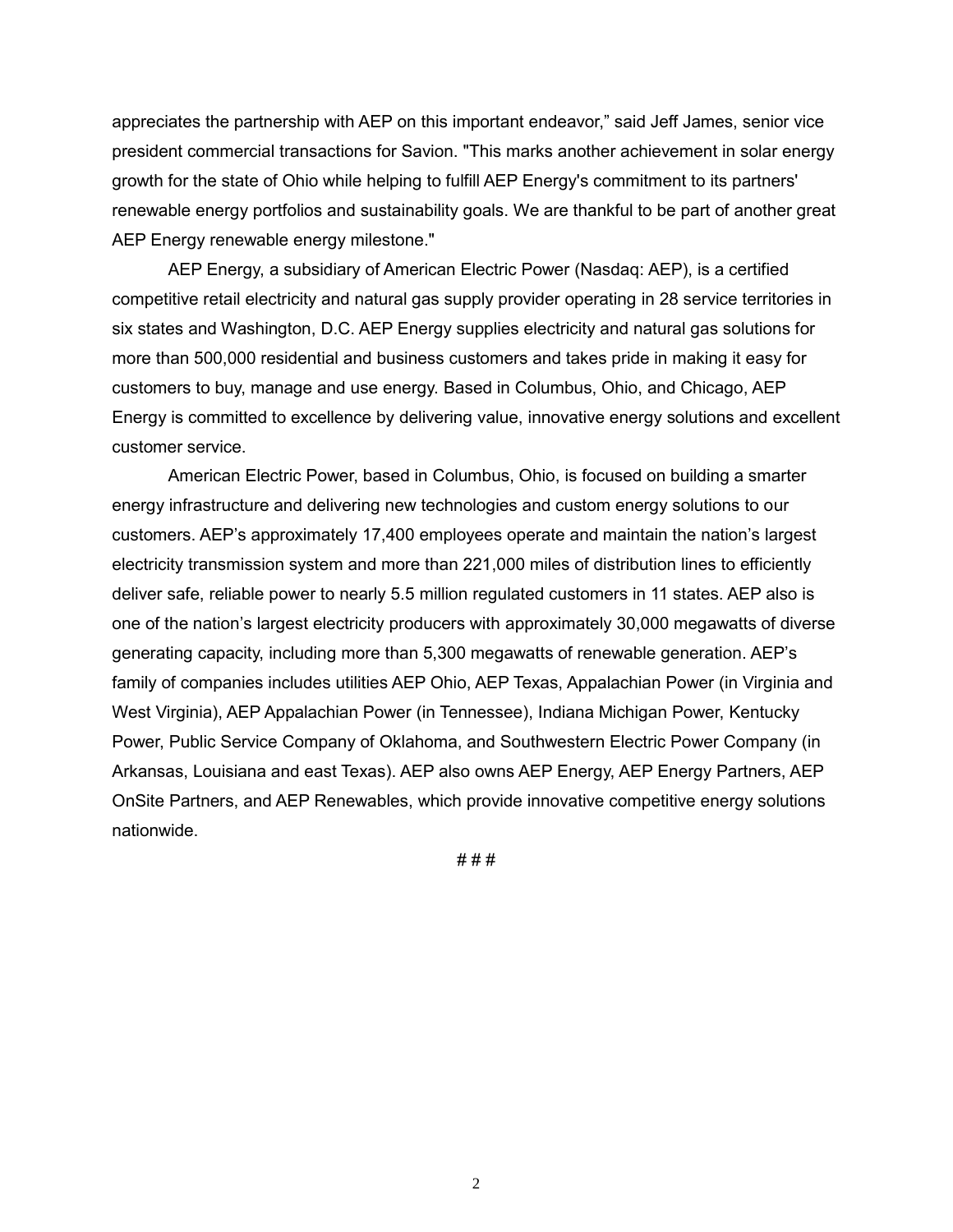appreciates the partnership with AEP on this important endeavor," said Jeff James, senior vice president commercial transactions for Savion. "This marks another achievement in solar energy growth for the state of Ohio while helping to fulfill AEP Energy's commitment to its partners' renewable energy portfolios and sustainability goals. We are thankful to be part of another great AEP Energy renewable energy milestone."

AEP Energy, a subsidiary of American Electric Power (Nasdaq: AEP), is a certified competitive retail electricity and natural gas supply provider operating in 28 service territories in six states and Washington, D.C. AEP Energy supplies electricity and natural gas solutions for more than 500,000 residential and business customers and takes pride in making it easy for customers to buy, manage and use energy. Based in Columbus, Ohio, and Chicago, AEP Energy is committed to excellence by delivering value, innovative energy solutions and excellent customer service.

American Electric Power, based in Columbus, Ohio, is focused on building a smarter energy infrastructure and delivering new technologies and custom energy solutions to our customers. AEP's approximately 17,400 employees operate and maintain the nation's largest electricity transmission system and more than 221,000 miles of distribution lines to efficiently deliver safe, reliable power to nearly 5.5 million regulated customers in 11 states. AEP also is one of the nation's largest electricity producers with approximately 30,000 megawatts of diverse generating capacity, including more than 5,300 megawatts of renewable generation. AEP's family of companies includes utilities AEP Ohio, AEP Texas, Appalachian Power (in Virginia and West Virginia), AEP Appalachian Power (in Tennessee), Indiana Michigan Power, Kentucky Power, Public Service Company of Oklahoma, and Southwestern Electric Power Company (in Arkansas, Louisiana and east Texas). AEP also owns AEP Energy, AEP Energy Partners, AEP OnSite Partners, and AEP Renewables, which provide innovative competitive energy solutions nationwide.

# # #